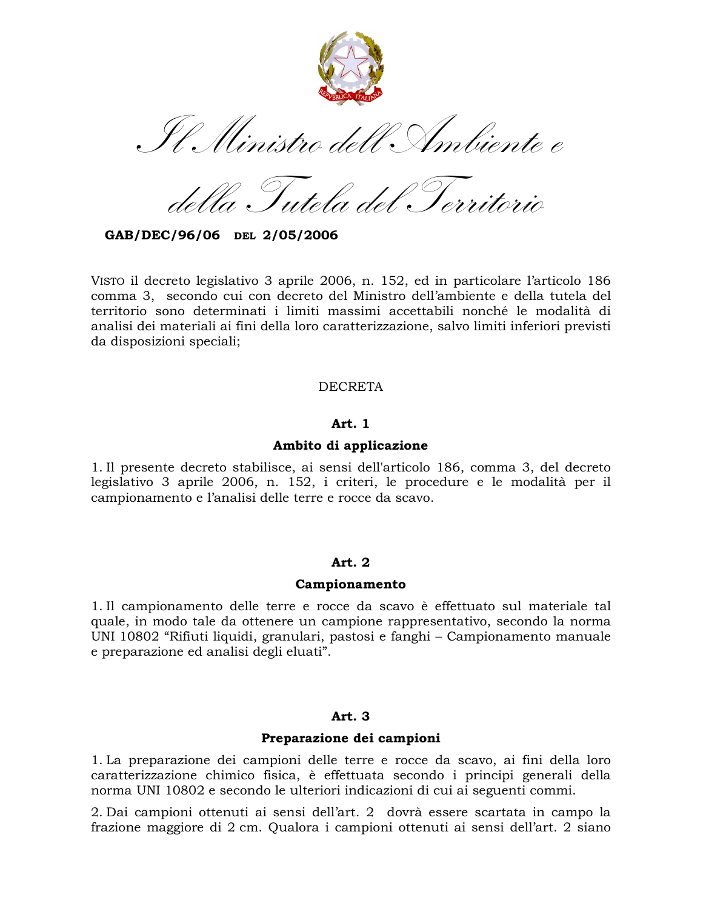*Il Ministro dell'Ambiente e della Tutela del Territorio*

**GAB/DEC/96/06 DEL 2/05/2006**

VISTO il decreto legislativo 3 aprile 2006, n. 152, ed in particolare l'articolo 186 comma 3, secondo cui con decreto del Ministro dell'ambiente e della tutela del territorio sono determinati i limiti massimi accettabili nonché le modalità di analisi dei materiali ai fini della loro caratterizzazione, salvo limiti inferiori previsti da disposizioni speciali;

DECRETA

**Art. 1**

**Ambito di applicazione**

1. Il presente decreto stabilisce, ai sensi dell'articolo 186, comma 3, del decreto legislativo 3 aprile 2006, n. 152, i criteri, le procedure e le modalità per il campionamento e l'analisi delle terre e rocce da scavo.

**Art. 2**

**Campionamento**

1. Il campionamento delle terre e rocce da scavo è effettuato sul materiale tal quale, in modo tale da ottenere un campione rappresentativo, secondo la norma UNI 10802 "Rifiuti liquidi, granulari, pastosi e fanghi – Campionamento manuale e preparazione ed analisi degli eluati".

**Art. 3**

**Preparazione dei campioni**

1. La preparazione dei campioni delle terre e rocce da scavo, ai fini della loro caratterizzazione chimico fisica, è effettuata secondo i principi generali della norma UNI 10802 e secondo le ulteriori indicazioni di cui ai seguenti commi.

2. Dai campioni ottenuti ai sensi dell'art. 2 dovrà essere scartata in campo la frazione maggiore di 2 cm. Qualora i campioni ottenuti ai sensi dell'art. 2 siano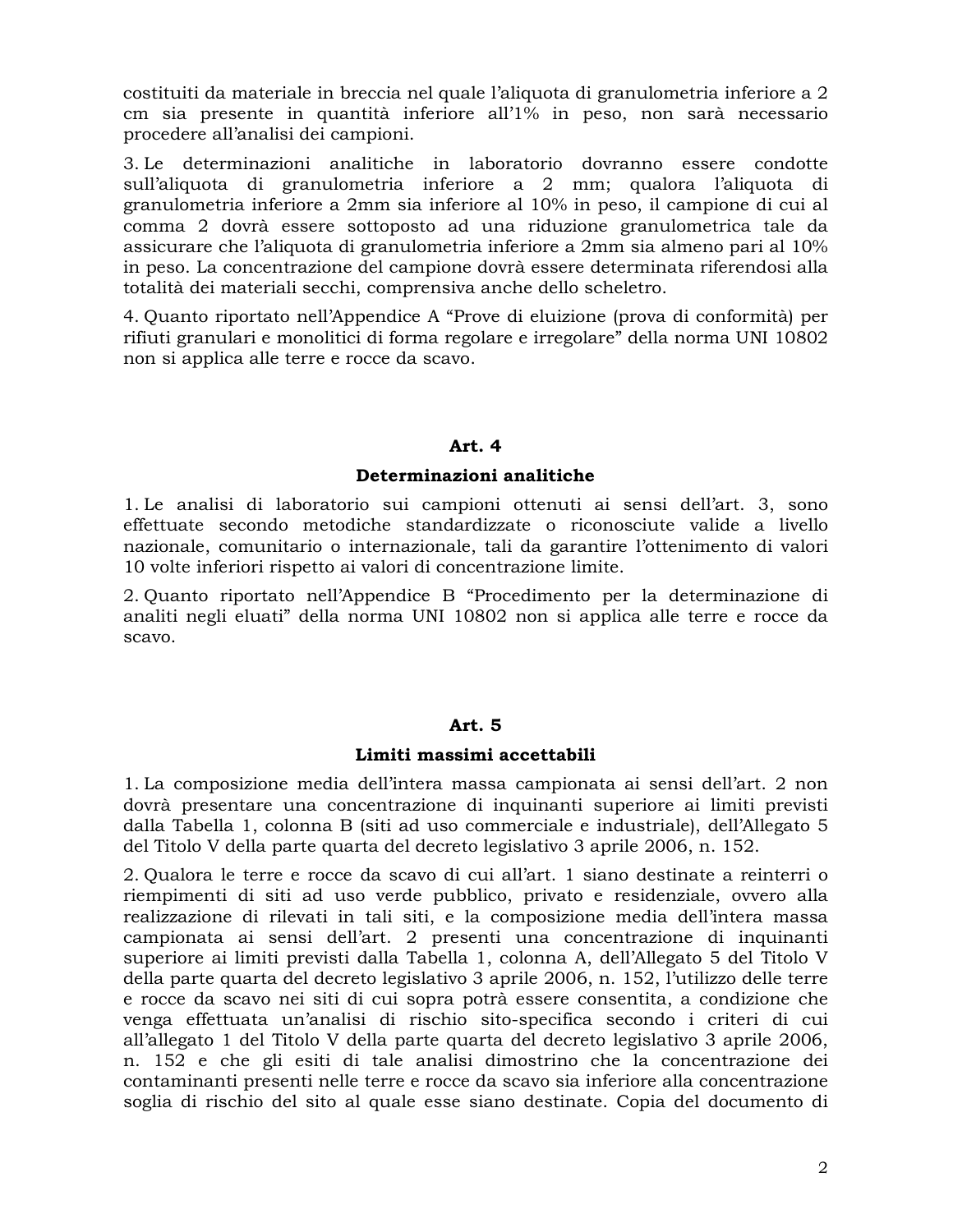costituiti da materiale in breccia nel quale l'aliquota di granulometria inferiore a 2 cm sia presente in quantità inferiore all'1% in peso, non sarà necessario procedere all'analisi dei campioni.

3. Le determinazioni analitiche in laboratorio dovranno essere condotte sull'aliquota di granulometria inferiore a 2 mm; qualora l'aliquota di granulometria inferiore a 2mm sia inferiore al 10% in peso, il campione di cui al comma 2 dovrà essere sottoposto ad una riduzione granulometrica tale da assicurare che l'aliquota di granulometria inferiore a 2mm sia almeno pari al 10% in peso. La concentrazione del campione dovrà essere determinata riferendosi alla totalità dei materiali secchi, comprensiva anche dello scheletro.

4. Quanto riportato nell'Appendice A "Prove di eluizione (prova di conformità) per rifiuti granulari e monolitici di forma regolare e irregolare" della norma UNI 10802 non si applica alle terre e rocce da scavo.

## Art. 4

### Determinazioni analitiche

1. Le analisi di laboratorio sui campioni ottenuti ai sensi dell'art. 3, sono effettuate secondo metodiche standardizzate o riconosciute valide a livello nazionale, comunitario o internazionale, tali da garantire l'ottenimento di valori 10 volte inferiori rispetto ai valori di concentrazione limite.

2. Quanto riportato nell'Appendice B "Procedimento per la determinazione di analiti negli eluati" della norma UNI 10802 non si applica alle terre e rocce da scavo.

## Art. 5

### Limiti massimi accettabili

1. La composizione media dell'intera massa campionata ai sensi dell'art. 2 non dovrà presentare una concentrazione di inquinanti superiore ai limiti previsti dalla Tabella 1, colonna B (siti ad uso commerciale e industriale), dell'Allegato 5 del Titolo V della parte quarta del decreto legislativo 3 aprile 2006, n. 152.

2. Qualora le terre e rocce da scavo di cui all'art. 1 siano destinate a reinterri o riempimenti di siti ad uso verde pubblico, privato e residenziale, ovvero alla realizzazione di rilevati in tali siti, e la composizione media dell'intera massa campionata ai sensi dell'art. 2 presenti una concentrazione di inquinanti superiore ai limiti previsti dalla Tabella 1, colonna A, dell'Allegato 5 del Titolo V della parte quarta del decreto legislativo 3 aprile 2006, n. 152, l'utilizzo delle terre e rocce da scavo nei siti di cui sopra potrà essere consentita, a condizione che venga effettuata un'analisi di rischio sito-specifica secondo i criteri di cui all'allegato 1 del Titolo V della parte quarta del decreto legislativo 3 aprile 2006, n. 152 e che gli esiti di tale analisi dimostrino che la concentrazione dei contaminanti presenti nelle terre e rocce da scavo sia inferiore alla concentrazione soglia di rischio del sito al quale esse siano destinate. Copia del documento di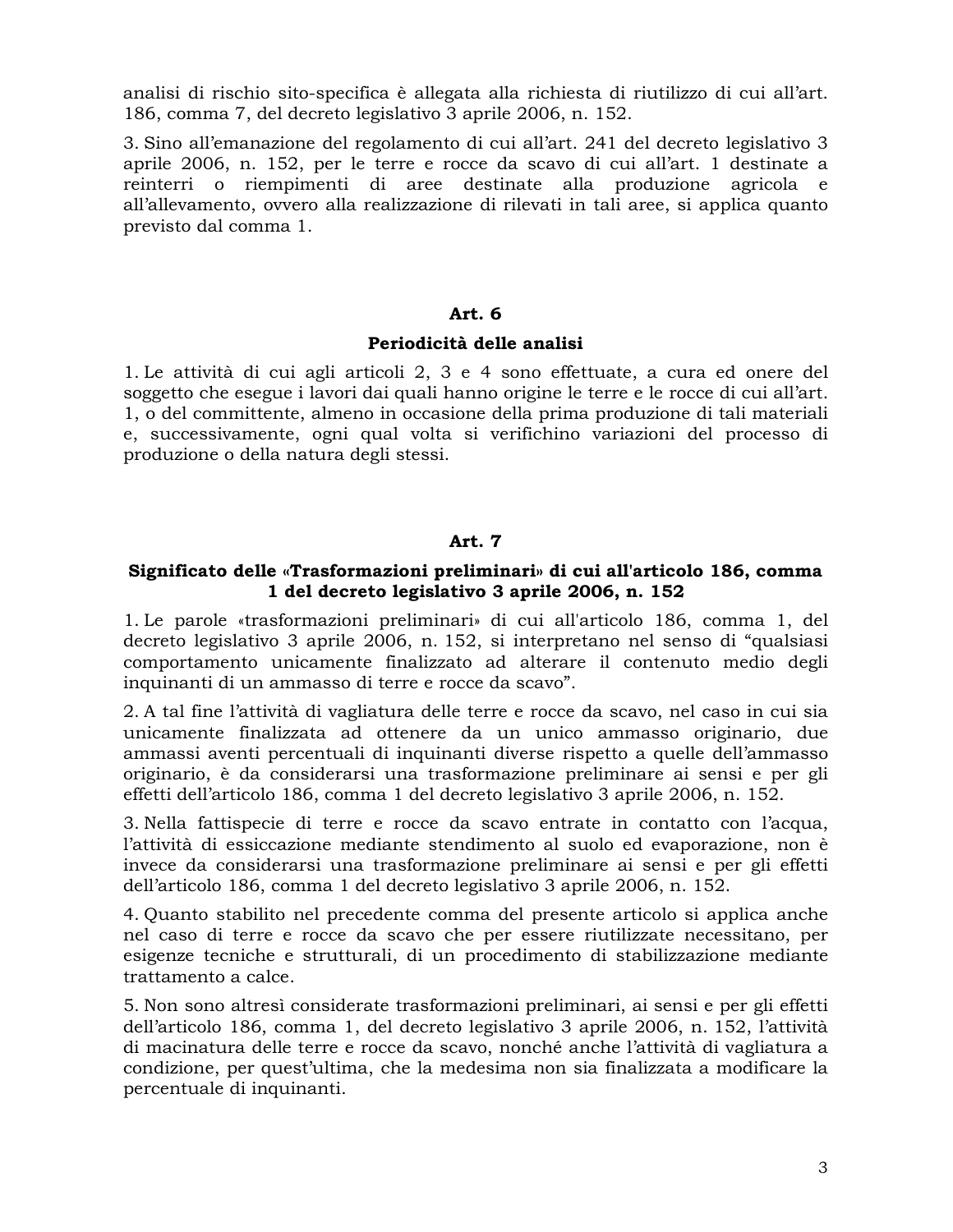analisi di rischio sito-specifica è allegata alla richiesta di riutilizzo di cui all'art. 186, comma 7, del decreto legislativo 3 aprile 2006, n. 152.

3. Sino all'emanazione del regolamento di cui all'art. 241 del decreto legislativo 3 aprile 2006, n. 152, per le terre e rocce da scavo di cui all'art. 1 destinate a reinterri o riempimenti di aree destinate alla produzione agricola e all'allevamento, ovvero alla realizzazione di rilevati in tali aree, si applica quanto previsto dal comma 1.

## Art. 6

### Periodicità delle analisi

1. Le attività di cui agli articoli 2, 3 e 4 sono effettuate, a cura ed onere del soggetto che esegue i lavori dai quali hanno origine le terre e le rocce di cui all'art. 1, o del committente, almeno in occasione della prima produzione di tali materiali e, successivamente, ogni qual volta si verifichino variazioni del processo di produzione o della natura degli stessi.

## Art. 7

### Significato delle «Trasformazioni preliminari» di cui all'articolo 186, comma 1 del decreto legislativo 3 aprile 2006, n. 152

1. Le parole «trasformazioni preliminari» di cui all'articolo 186, comma 1, del decreto legislativo 3 aprile 2006, n. 152, si interpretano nel senso di "qualsiasi comportamento unicamente finalizzato ad alterare il contenuto medio degli inquinanti di un ammasso di terre e rocce da scavo".

2. A tal fine l'attività di vagliatura delle terre e rocce da scavo, nel caso in cui sia unicamente finalizzata ad ottenere da un unico ammasso originario, due ammassi aventi percentuali di inquinanti diverse rispetto a quelle dell'ammasso originario, è da considerarsi una trasformazione preliminare ai sensi e per gli effetti dell'articolo 186, comma 1 del decreto legislativo 3 aprile 2006, n. 152.

3. Nella fattispecie di terre e rocce da scavo entrate in contatto con l'acqua, l'attività di essiccazione mediante stendimento al suolo ed evaporazione, non è invece da considerarsi una trasformazione preliminare ai sensi e per gli effetti dell'articolo 186, comma 1 del decreto legislativo 3 aprile 2006, n. 152.

4. Quanto stabilito nel precedente comma del presente articolo si applica anche nel caso di terre e rocce da scavo che per essere riutilizzate necessitano, per esigenze tecniche e strutturali, di un procedimento di stabilizzazione mediante trattamento a calce.

5. Non sono altresì considerate trasformazioni preliminari, ai sensi e per gli effetti dell'articolo 186, comma 1, del decreto legislativo 3 aprile 2006, n. 152, l'attività di macinatura delle terre e rocce da scavo, nonché anche l'attività di vagliatura a condizione, per quest'ultima, che la medesima non sia finalizzata a modificare la percentuale di inquinanti.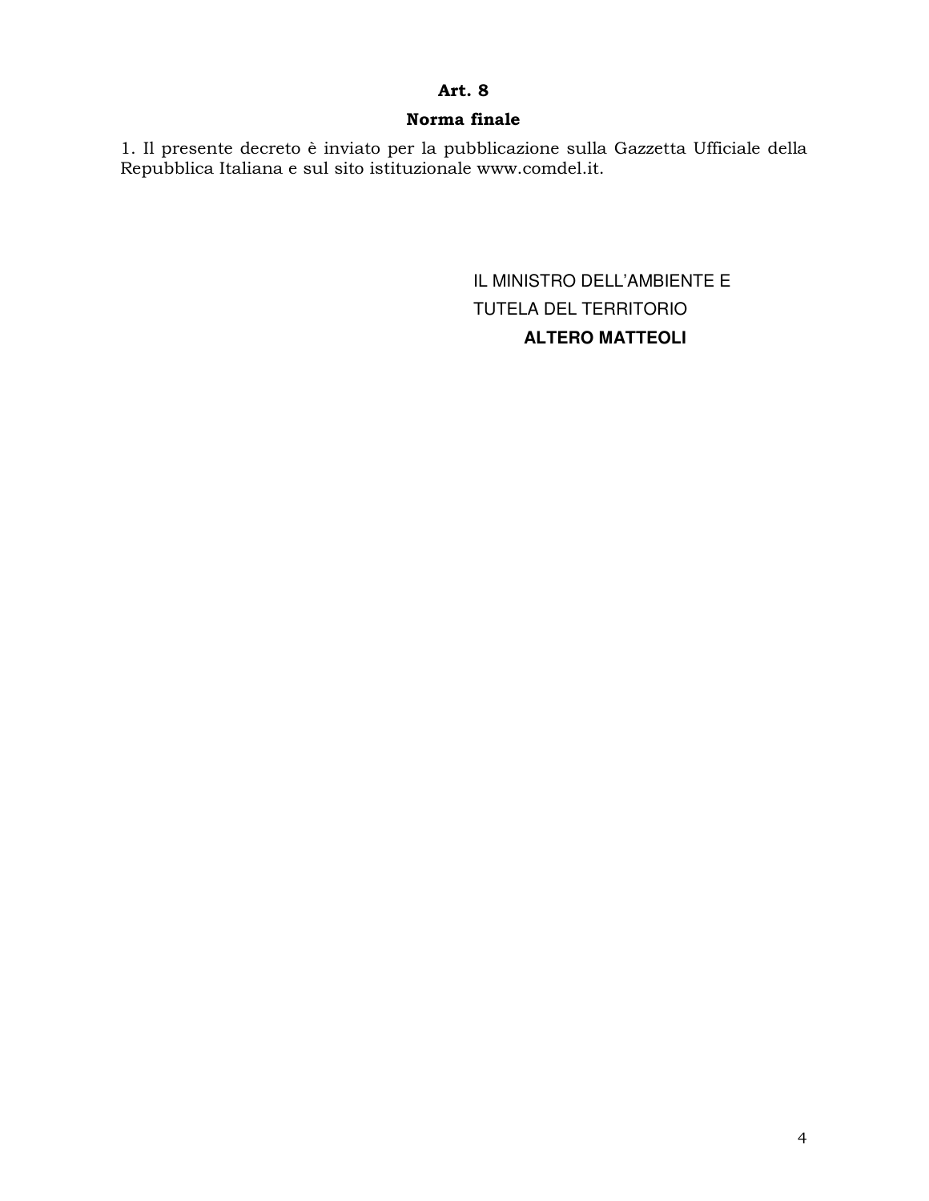**Art. 8**

**Norma finale**

1. Il presente decreto è inviato per la pubblicazione sulla Gazzetta Ufficiale della Repubblica Italiana e sul sito istituzionale www.comdel.it.

IL MINISTRO DELL'AMBIENTE E
TUTELA DEL TERRITORIO
**ALTERO MATTEOLI**